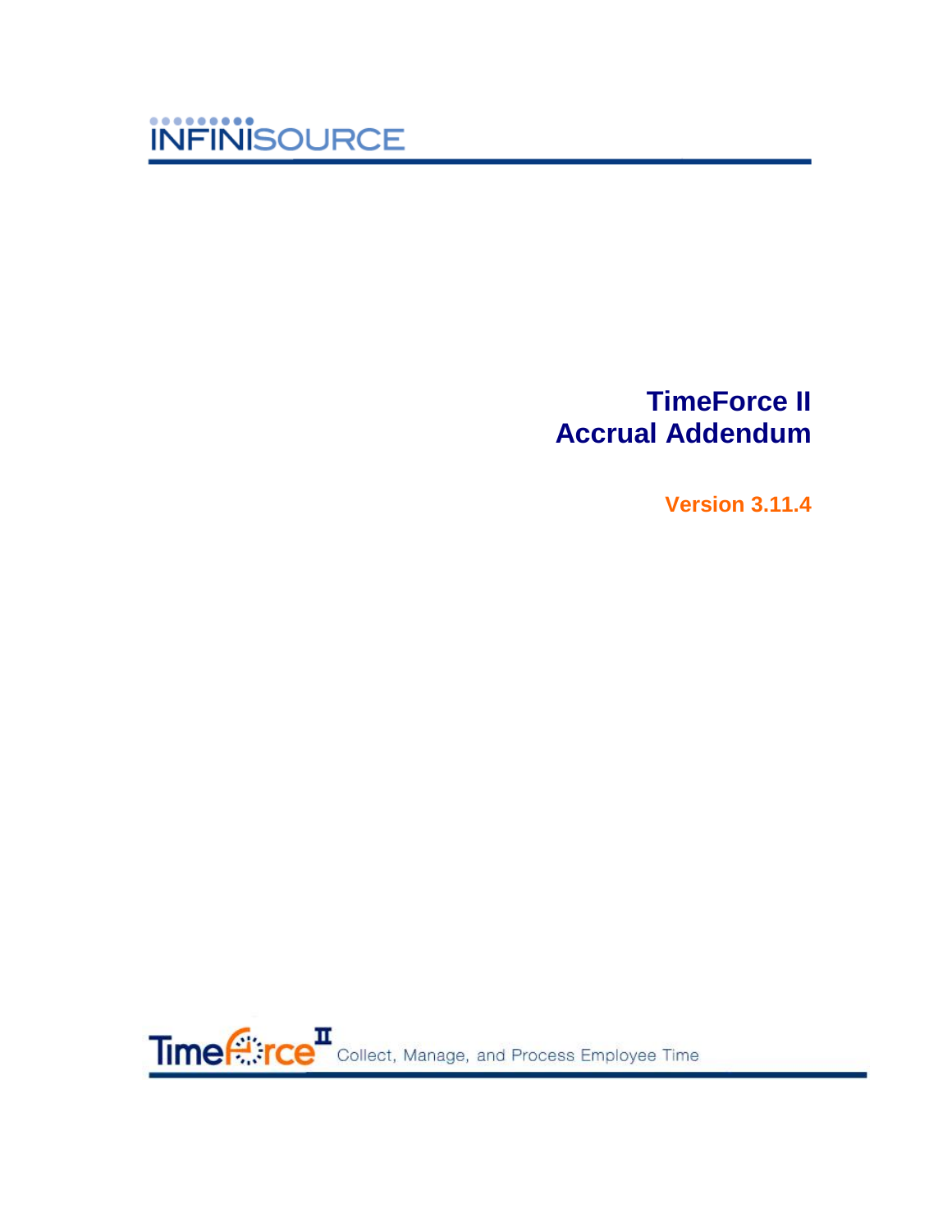INFINISOURCE

# TimeForce II
# Accrual Addendum

**Version 3.11.4**

TimeForce II Collect, Manage, and Process Employee Time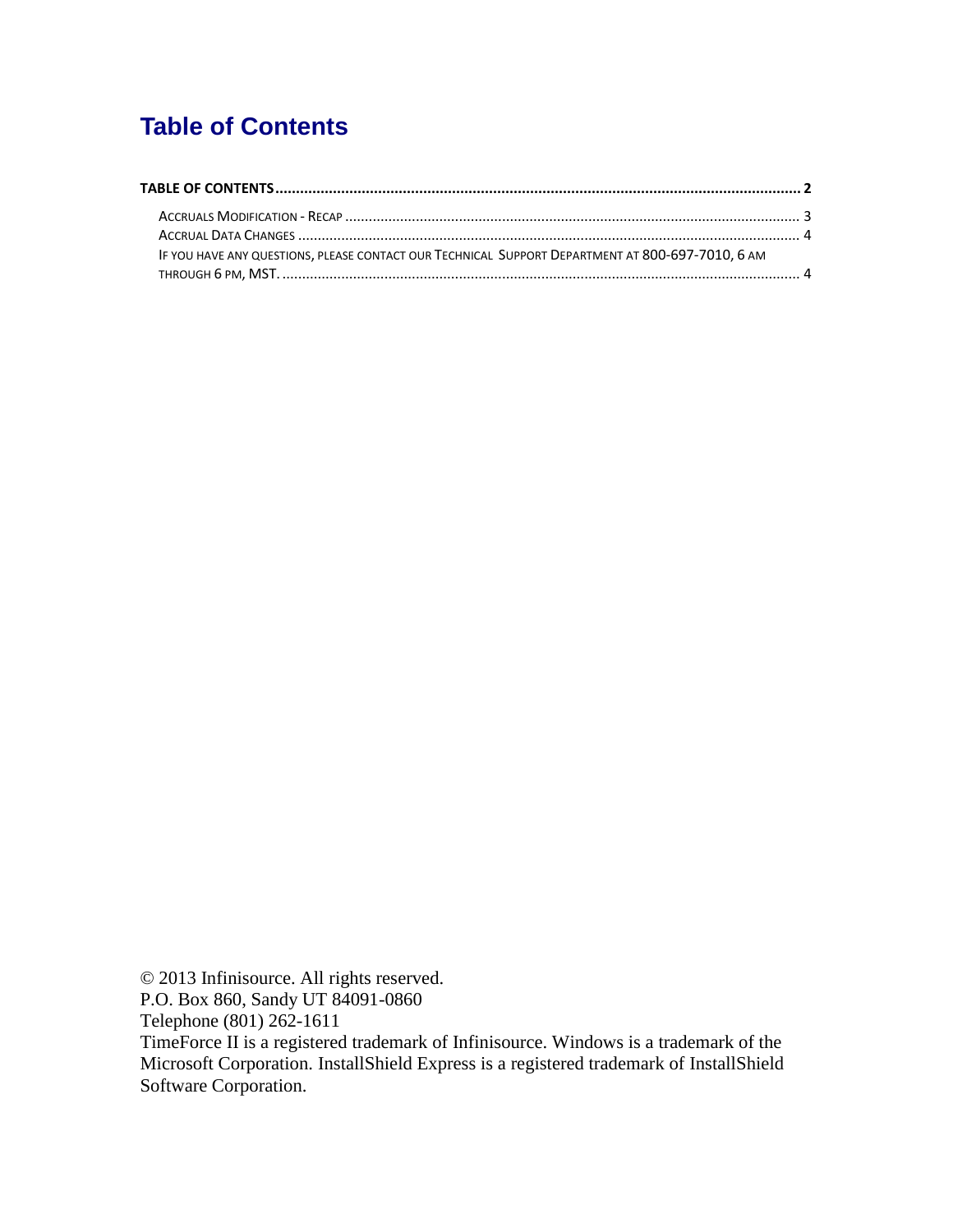# Table of Contents

**TABLE OF CONTENTS............................................................................................................................ 2**

ACCRUALS MODIFICATION - RECAP ................................................................................................................ 3

ACCRUAL DATA CHANGES ............................................................................................................................ 4

IF YOU HAVE ANY QUESTIONS, PLEASE CONTACT OUR TECHNICAL SUPPORT DEPARTMENT AT 800-697-7010, 6 AM THROUGH 6 PM, MST. ................................................................................................................................ 4

© 2013 Infinisource. All rights reserved.
P.O. Box 860, Sandy UT 84091-0860
Telephone (801) 262-1611
TimeForce II is a registered trademark of Infinisource. Windows is a trademark of the Microsoft Corporation. InstallShield Express is a registered trademark of InstallShield Software Corporation.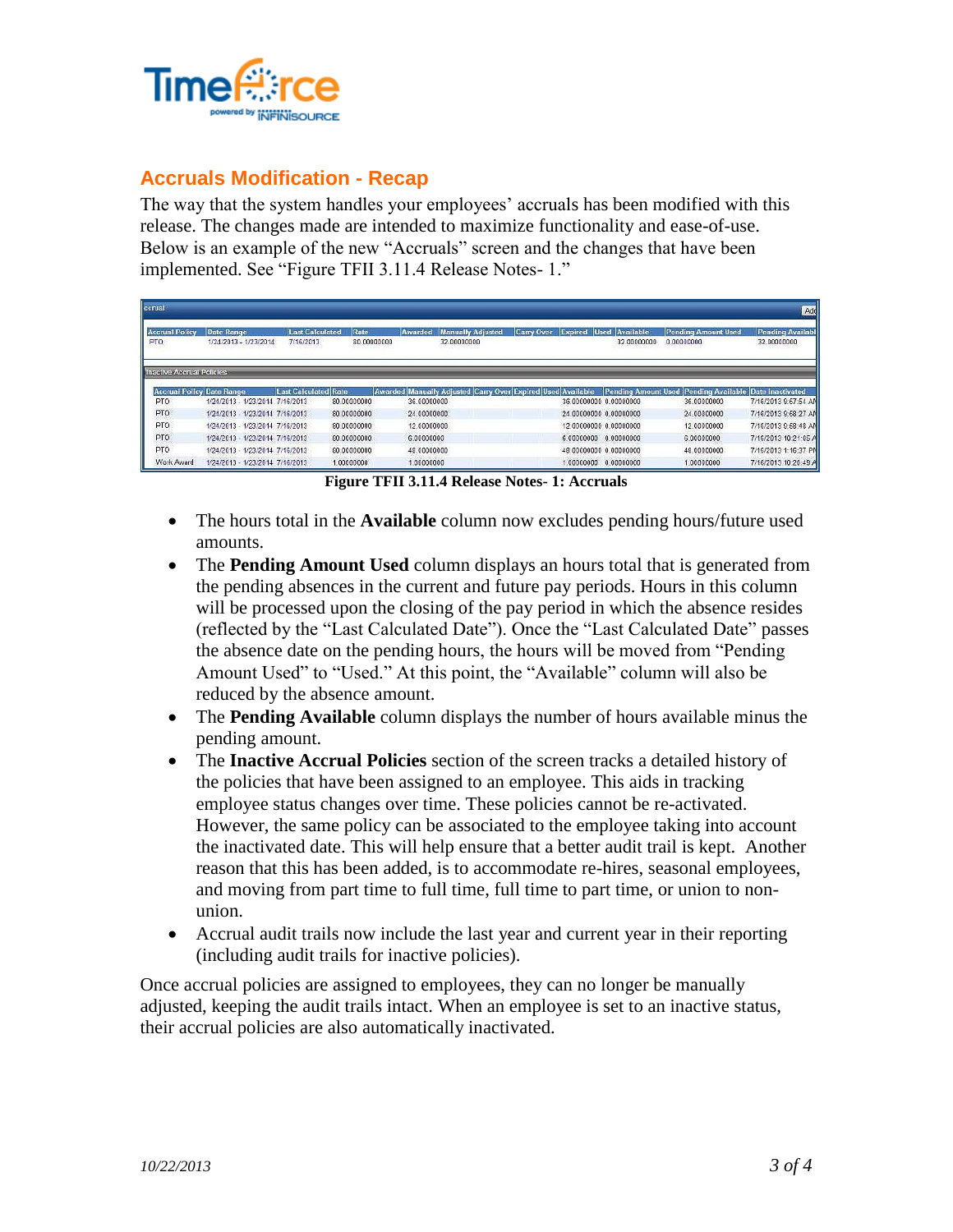## Accruals Modification - Recap

The way that the system handles your employees' accruals has been modified with this release. The changes made are intended to maximize functionality and ease-of-use. Below is an example of the new "Accruals" screen and the changes that have been implemented. See "Figure TFII 3.11.4 Release Notes- 1."

| Accrual Policy | Date Range | Last Calculated | Rate | Awarded | Manually Adjusted | Carry Over | Expired | Used | Available | Pending Amount Used | Pending Available |
|---|---|---|---|---|---|---|---|---|---|---|---|
| PTO | 1/24/2013 - 1/23/2014 | 7/16/2013 | 80.00000000 | | 32.00000000 | | | | 32.00000000 | 0.00000000 | 32.00000000 |

Inactive Accrual Policies

| Accrual Policy | Date Range | Last Calculated | Rate | Awarded | Manually Adjusted | Carry Over | Expired | Used | Available | Pending Amount Used | Pending Available | Date Inactivated |
|---|---|---|---|---|---|---|---|---|---|---|---|---|
| PTO | 1/24/2013 - 1/23/2014 | 7/16/2013 | 80.00000000 | | 36.00000000 | | | | 36.00000000 | 0.00000000 | 36.00000000 | 7/16/2013 9:57:54 AM |
| PTO | 1/24/2013 - 1/23/2014 | 7/16/2013 | 80.00000000 | | 24.00000000 | | | | 24.00000000 | 0.00000000 | 24.00000000 | 7/16/2013 9:58:27 AM |
| PTO | 1/24/2013 - 1/23/2014 | 7/16/2013 | 80.00000000 | | 12.00000000 | | | | 12.00000000 | 0.00000000 | 12.00000000 | 7/16/2013 9:58:48 AM |
| PTO | 1/24/2013 - 1/23/2014 | 7/16/2013 | 80.00000000 | | 6.00000000 | | | | 6.00000000 | 0.00000000 | 6.00000000 | 7/16/2013 10:21:05 AM |
| PTO | 1/24/2013 - 1/23/2014 | 7/16/2013 | 80.00000000 | | 48.00000000 | | | | 48.00000000 | 0.00000000 | 48.00000000 | 7/16/2013 1:16:37 PM |
| Work Award | 1/24/2013 - 1/23/2014 | 7/16/2013 | 1.00000000 | | 1.00000000 | | | | 1.00000000 | 0.00000000 | 1.00000000 | 7/16/2013 10:20:49 AM |

**Figure TFII 3.11.4 Release Notes- 1: Accruals**

- The hours total in the **Available** column now excludes pending hours/future used amounts.
- The **Pending Amount Used** column displays an hours total that is generated from the pending absences in the current and future pay periods. Hours in this column will be processed upon the closing of the pay period in which the absence resides (reflected by the "Last Calculated Date"). Once the "Last Calculated Date" passes the absence date on the pending hours, the hours will be moved from "Pending Amount Used" to "Used." At this point, the "Available" column will also be reduced by the absence amount.
- The **Pending Available** column displays the number of hours available minus the pending amount.
- The **Inactive Accrual Policies** section of the screen tracks a detailed history of the policies that have been assigned to an employee. This aids in tracking employee status changes over time. These policies cannot be re-activated. However, the same policy can be associated to the employee taking into account the inactivated date. This will help ensure that a better audit trail is kept. Another reason that this has been added, is to accommodate re-hires, seasonal employees, and moving from part time to full time, full time to part time, or union to non-union.
- Accrual audit trails now include the last year and current year in their reporting (including audit trails for inactive policies).

Once accrual policies are assigned to employees, they can no longer be manually adjusted, keeping the audit trails intact. When an employee is set to an inactive status, their accrual policies are also automatically inactivated.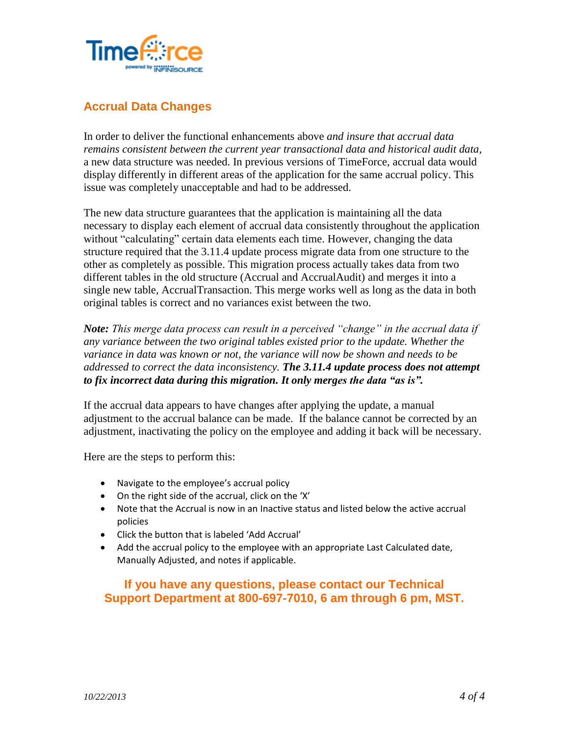## Accrual Data Changes

In order to deliver the functional enhancements above *and insure that accrual data remains consistent between the current year transactional data and historical audit data*, a new data structure was needed. In previous versions of TimeForce, accrual data would display differently in different areas of the application for the same accrual policy. This issue was completely unacceptable and had to be addressed.

The new data structure guarantees that the application is maintaining all the data necessary to display each element of accrual data consistently throughout the application without "calculating" certain data elements each time. However, changing the data structure required that the 3.11.4 update process migrate data from one structure to the other as completely as possible. This migration process actually takes data from two different tables in the old structure (Accrual and AccrualAudit) and merges it into a single new table, AccrualTransaction. This merge works well as long as the data in both original tables is correct and no variances exist between the two.

***Note:*** *This merge data process can result in a perceived "change" in the accrual data if any variance between the two original tables existed prior to the update. Whether the variance in data was known or not, the variance will now be shown and needs to be addressed to correct the data inconsistency.* ***The 3.11.4 update process does not attempt to fix incorrect data during this migration. It only merges the data "as is".***

If the accrual data appears to have changes after applying the update, a manual adjustment to the accrual balance can be made. If the balance cannot be corrected by an adjustment, inactivating the policy on the employee and adding it back will be necessary.

Here are the steps to perform this:

- Navigate to the employee's accrual policy
- On the right side of the accrual, click on the 'X'
- Note that the Accrual is now in an Inactive status and listed below the active accrual policies
- Click the button that is labeled 'Add Accrual'
- Add the accrual policy to the employee with an appropriate Last Calculated date, Manually Adjusted, and notes if applicable.

**If you have any questions, please contact our Technical Support Department at 800-697-7010, 6 am through 6 pm, MST.**

*10/22/2013*